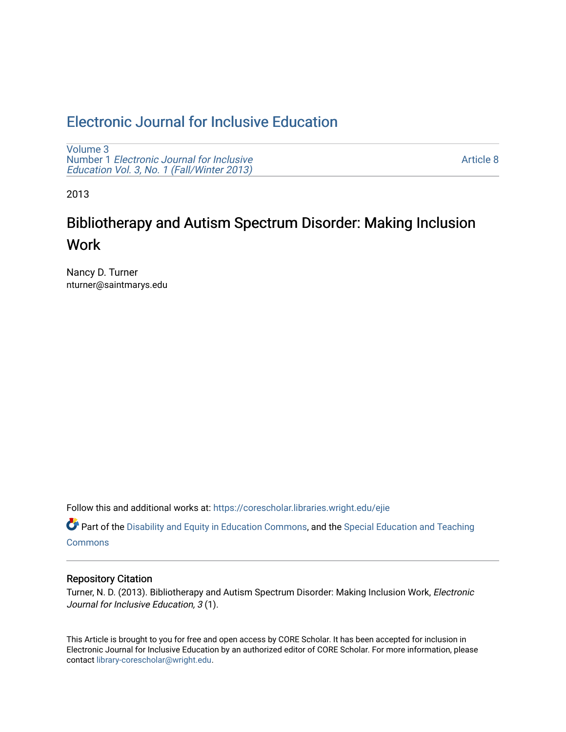# Electronic Journal for Inclusive Education

Volume 3
Number 1 *Electronic Journal for Inclusive Education Vol. 3, No. 1 (Fall/Winter 2013)*

Article 8

2013

## Bibliotherapy and Autism Spectrum Disorder: Making Inclusion Work

Nancy D. Turner
nturner@saintmarys.edu

Follow this and additional works at: https://corescholar.libraries.wright.edu/ejie

Part of the Disability and Equity in Education Commons, and the Special Education and Teaching Commons

### Repository Citation

Turner, N. D. (2013). Bibliotherapy and Autism Spectrum Disorder: Making Inclusion Work, *Electronic Journal for Inclusive Education, 3* (1).

This Article is brought to you for free and open access by CORE Scholar. It has been accepted for inclusion in Electronic Journal for Inclusive Education by an authorized editor of CORE Scholar. For more information, please contact library-corescholar@wright.edu.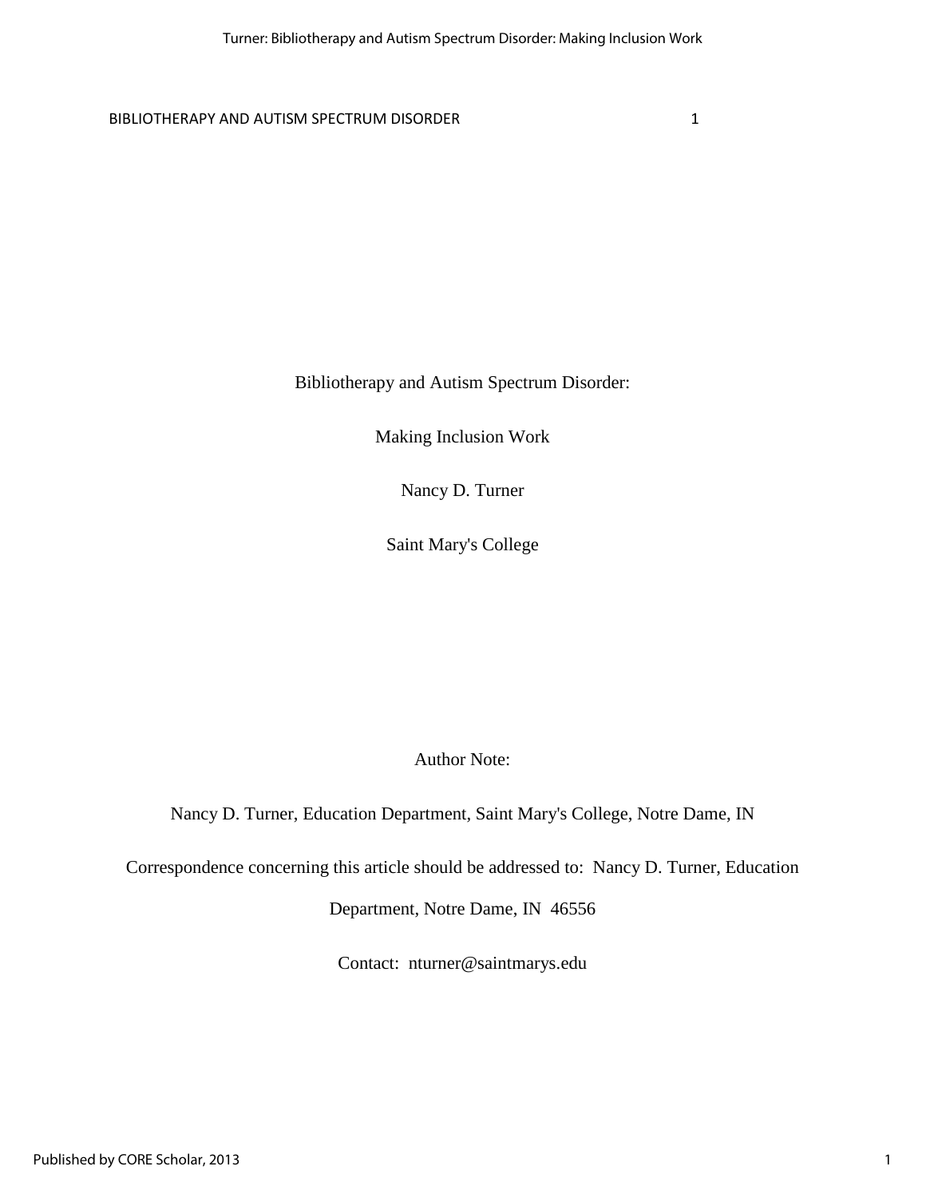Bibliotherapy and Autism Spectrum Disorder:

Making Inclusion Work

Nancy D. Turner

Saint Mary's College

Author Note:

Nancy D. Turner, Education Department, Saint Mary's College, Notre Dame, IN

Correspondence concerning this article should be addressed to: Nancy D. Turner, Education Department, Notre Dame, IN 46556

Contact: nturner@saintmarys.edu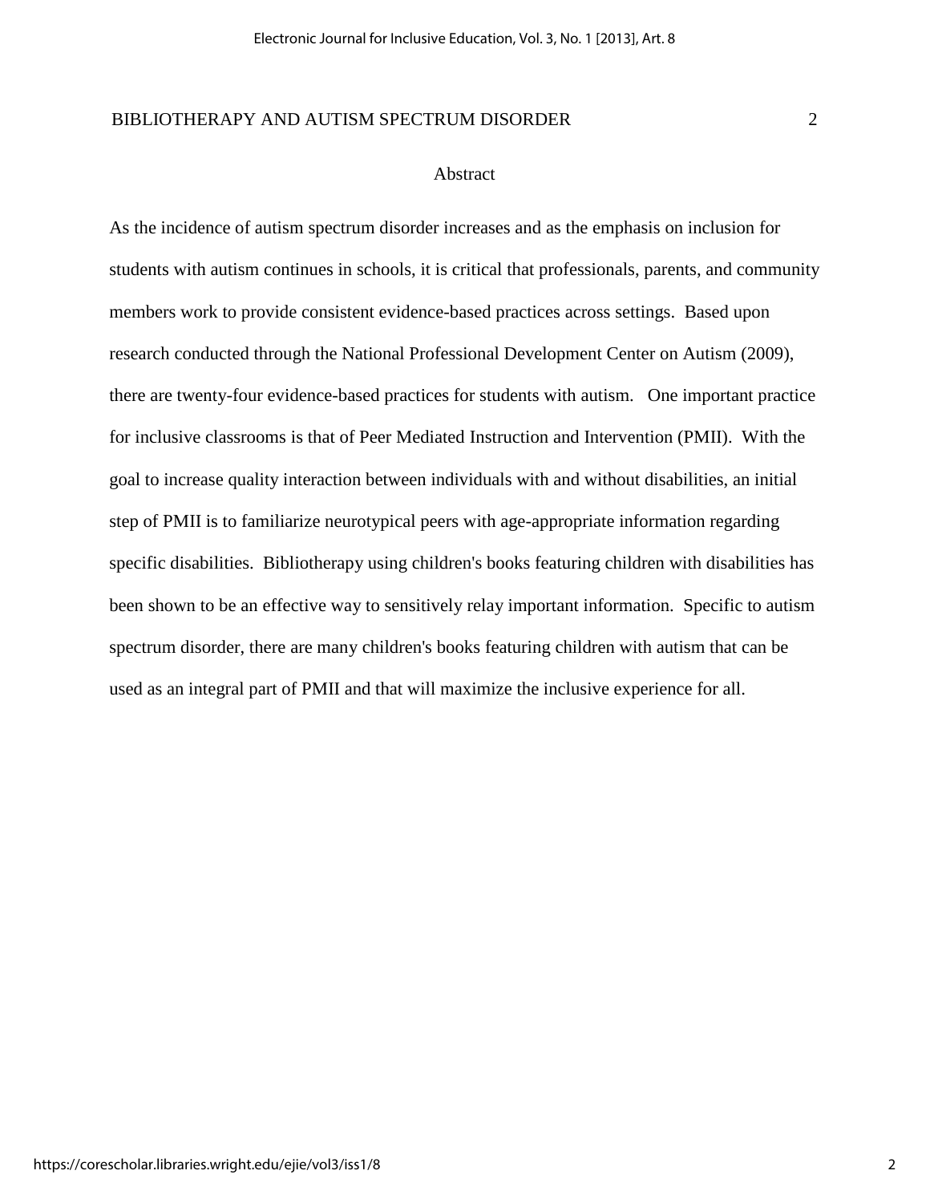## Abstract

As the incidence of autism spectrum disorder increases and as the emphasis on inclusion for students with autism continues in schools, it is critical that professionals, parents, and community members work to provide consistent evidence-based practices across settings. Based upon research conducted through the National Professional Development Center on Autism (2009), there are twenty-four evidence-based practices for students with autism. One important practice for inclusive classrooms is that of Peer Mediated Instruction and Intervention (PMII). With the goal to increase quality interaction between individuals with and without disabilities, an initial step of PMII is to familiarize neurotypical peers with age-appropriate information regarding specific disabilities. Bibliotherapy using children's books featuring children with disabilities has been shown to be an effective way to sensitively relay important information. Specific to autism spectrum disorder, there are many children's books featuring children with autism that can be used as an integral part of PMII and that will maximize the inclusive experience for all.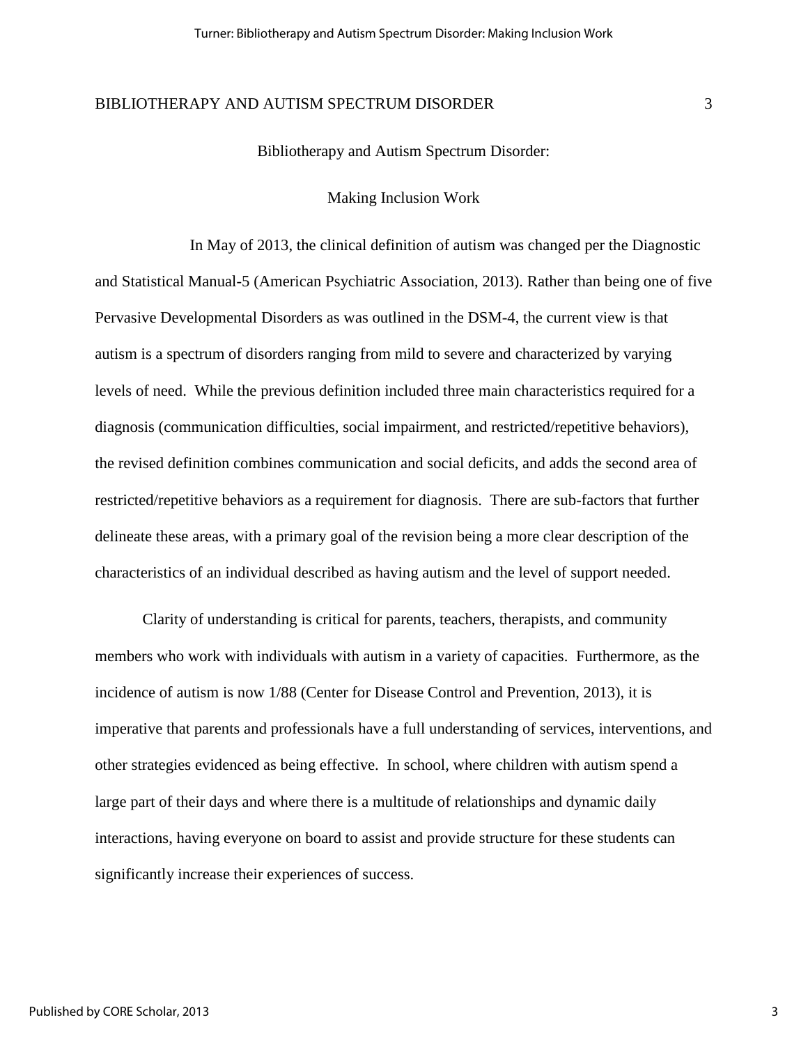# Bibliotherapy and Autism Spectrum Disorder:

# Making Inclusion Work

In May of 2013, the clinical definition of autism was changed per the Diagnostic and Statistical Manual-5 (American Psychiatric Association, 2013). Rather than being one of five Pervasive Developmental Disorders as was outlined in the DSM-4, the current view is that autism is a spectrum of disorders ranging from mild to severe and characterized by varying levels of need. While the previous definition included three main characteristics required for a diagnosis (communication difficulties, social impairment, and restricted/repetitive behaviors), the revised definition combines communication and social deficits, and adds the second area of restricted/repetitive behaviors as a requirement for diagnosis. There are sub-factors that further delineate these areas, with a primary goal of the revision being a more clear description of the characteristics of an individual described as having autism and the level of support needed.

Clarity of understanding is critical for parents, teachers, therapists, and community members who work with individuals with autism in a variety of capacities. Furthermore, as the incidence of autism is now 1/88 (Center for Disease Control and Prevention, 2013), it is imperative that parents and professionals have a full understanding of services, interventions, and other strategies evidenced as being effective. In school, where children with autism spend a large part of their days and where there is a multitude of relationships and dynamic daily interactions, having everyone on board to assist and provide structure for these students can significantly increase their experiences of success.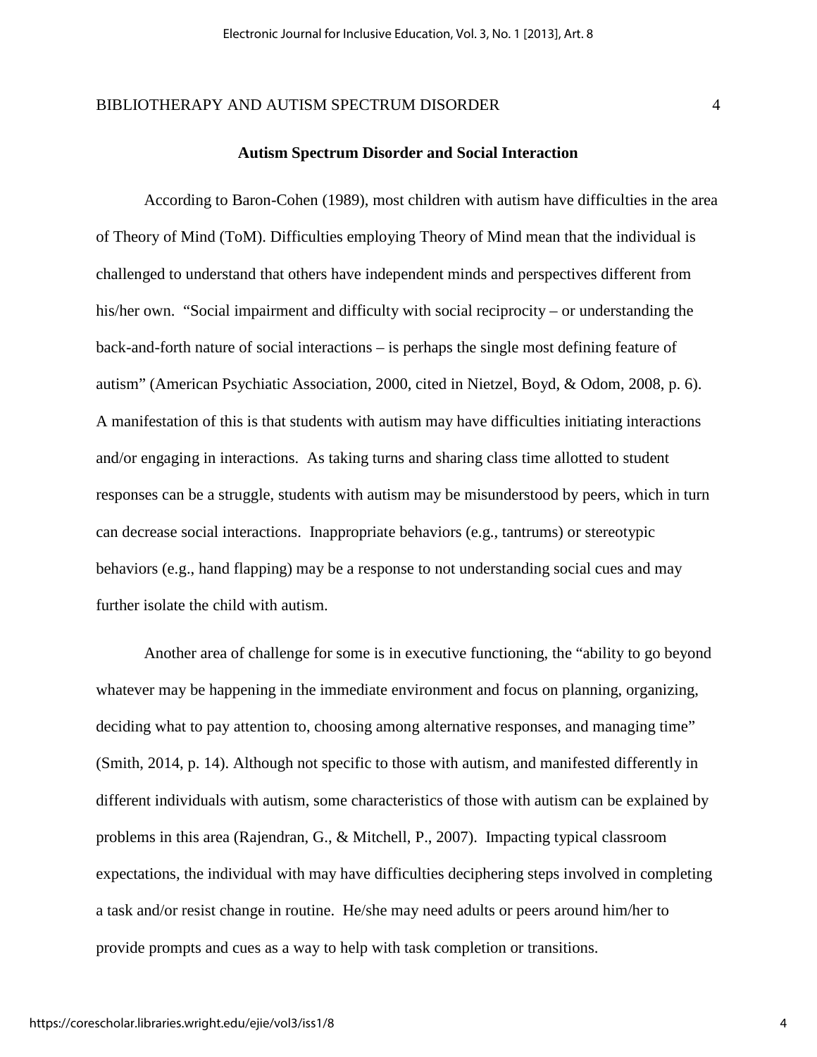## Autism Spectrum Disorder and Social Interaction

According to Baron-Cohen (1989), most children with autism have difficulties in the area of Theory of Mind (ToM). Difficulties employing Theory of Mind mean that the individual is challenged to understand that others have independent minds and perspectives different from his/her own. "Social impairment and difficulty with social reciprocity – or understanding the back-and-forth nature of social interactions – is perhaps the single most defining feature of autism" (American Psychiatic Association, 2000, cited in Nietzel, Boyd, & Odom, 2008, p. 6). A manifestation of this is that students with autism may have difficulties initiating interactions and/or engaging in interactions. As taking turns and sharing class time allotted to student responses can be a struggle, students with autism may be misunderstood by peers, which in turn can decrease social interactions. Inappropriate behaviors (e.g., tantrums) or stereotypic behaviors (e.g., hand flapping) may be a response to not understanding social cues and may further isolate the child with autism.

Another area of challenge for some is in executive functioning, the "ability to go beyond whatever may be happening in the immediate environment and focus on planning, organizing, deciding what to pay attention to, choosing among alternative responses, and managing time" (Smith, 2014, p. 14). Although not specific to those with autism, and manifested differently in different individuals with autism, some characteristics of those with autism can be explained by problems in this area (Rajendran, G., & Mitchell, P., 2007). Impacting typical classroom expectations, the individual with may have difficulties deciphering steps involved in completing a task and/or resist change in routine. He/she may need adults or peers around him/her to provide prompts and cues as a way to help with task completion or transitions.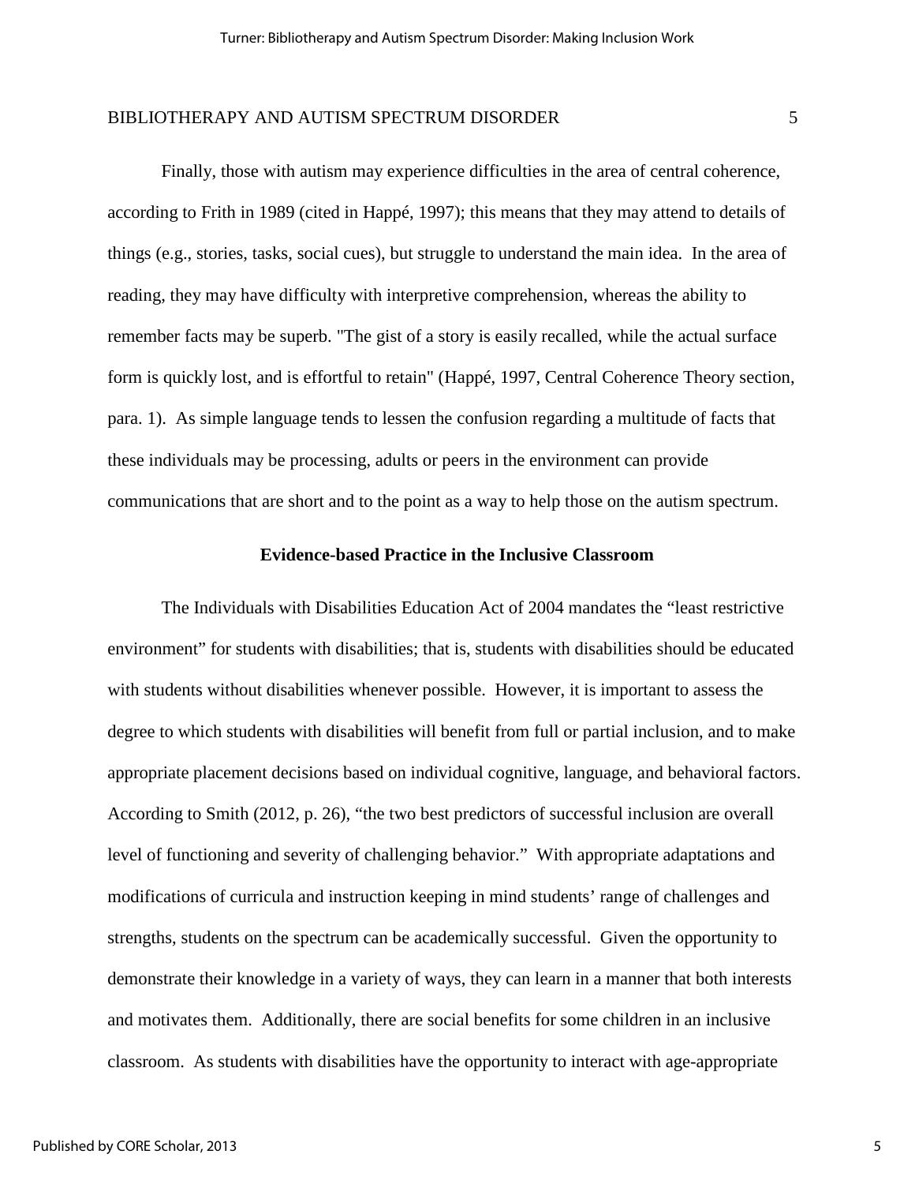Finally, those with autism may experience difficulties in the area of central coherence, according to Frith in 1989 (cited in Happé, 1997); this means that they may attend to details of things (e.g., stories, tasks, social cues), but struggle to understand the main idea. In the area of reading, they may have difficulty with interpretive comprehension, whereas the ability to remember facts may be superb. "The gist of a story is easily recalled, while the actual surface form is quickly lost, and is effortful to retain" (Happé, 1997, Central Coherence Theory section, para. 1). As simple language tends to lessen the confusion regarding a multitude of facts that these individuals may be processing, adults or peers in the environment can provide communications that are short and to the point as a way to help those on the autism spectrum.

## Evidence-based Practice in the Inclusive Classroom

The Individuals with Disabilities Education Act of 2004 mandates the "least restrictive environment" for students with disabilities; that is, students with disabilities should be educated with students without disabilities whenever possible. However, it is important to assess the degree to which students with disabilities will benefit from full or partial inclusion, and to make appropriate placement decisions based on individual cognitive, language, and behavioral factors. According to Smith (2012, p. 26), "the two best predictors of successful inclusion are overall level of functioning and severity of challenging behavior." With appropriate adaptations and modifications of curricula and instruction keeping in mind students' range of challenges and strengths, students on the spectrum can be academically successful. Given the opportunity to demonstrate their knowledge in a variety of ways, they can learn in a manner that both interests and motivates them. Additionally, there are social benefits for some children in an inclusive classroom. As students with disabilities have the opportunity to interact with age-appropriate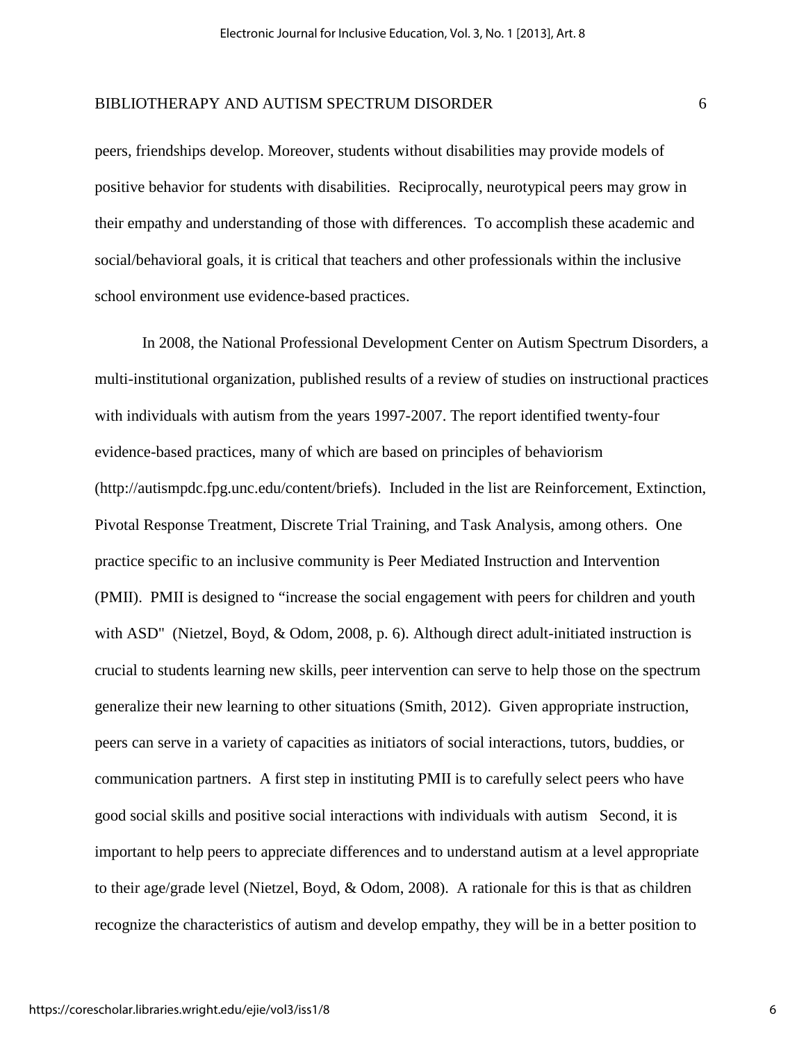peers, friendships develop. Moreover, students without disabilities may provide models of positive behavior for students with disabilities. Reciprocally, neurotypical peers may grow in their empathy and understanding of those with differences. To accomplish these academic and social/behavioral goals, it is critical that teachers and other professionals within the inclusive school environment use evidence-based practices.

In 2008, the National Professional Development Center on Autism Spectrum Disorders, a multi-institutional organization, published results of a review of studies on instructional practices with individuals with autism from the years 1997-2007. The report identified twenty-four evidence-based practices, many of which are based on principles of behaviorism (http://autismpdc.fpg.unc.edu/content/briefs). Included in the list are Reinforcement, Extinction, Pivotal Response Treatment, Discrete Trial Training, and Task Analysis, among others. One practice specific to an inclusive community is Peer Mediated Instruction and Intervention (PMII). PMII is designed to "increase the social engagement with peers for children and youth with ASD" (Nietzel, Boyd, & Odom, 2008, p. 6). Although direct adult-initiated instruction is crucial to students learning new skills, peer intervention can serve to help those on the spectrum generalize their new learning to other situations (Smith, 2012). Given appropriate instruction, peers can serve in a variety of capacities as initiators of social interactions, tutors, buddies, or communication partners. A first step in instituting PMII is to carefully select peers who have good social skills and positive social interactions with individuals with autism Second, it is important to help peers to appreciate differences and to understand autism at a level appropriate to their age/grade level (Nietzel, Boyd, & Odom, 2008). A rationale for this is that as children recognize the characteristics of autism and develop empathy, they will be in a better position to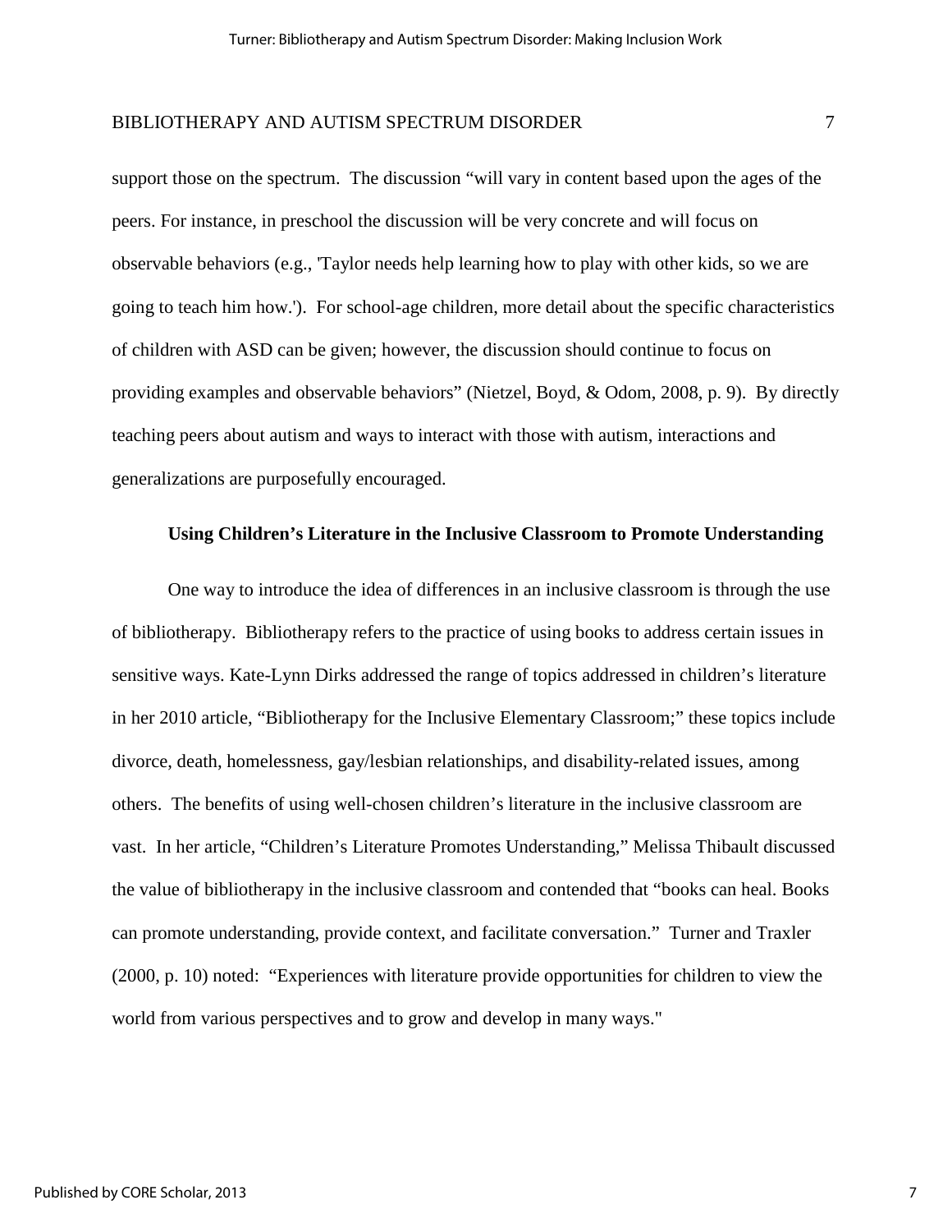support those on the spectrum. The discussion "will vary in content based upon the ages of the peers. For instance, in preschool the discussion will be very concrete and will focus on observable behaviors (e.g., 'Taylor needs help learning how to play with other kids, so we are going to teach him how.'). For school-age children, more detail about the specific characteristics of children with ASD can be given; however, the discussion should continue to focus on providing examples and observable behaviors" (Nietzel, Boyd, & Odom, 2008, p. 9). By directly teaching peers about autism and ways to interact with those with autism, interactions and generalizations are purposefully encouraged.

### Using Children's Literature in the Inclusive Classroom to Promote Understanding

One way to introduce the idea of differences in an inclusive classroom is through the use of bibliotherapy. Bibliotherapy refers to the practice of using books to address certain issues in sensitive ways. Kate-Lynn Dirks addressed the range of topics addressed in children's literature in her 2010 article, "Bibliotherapy for the Inclusive Elementary Classroom;" these topics include divorce, death, homelessness, gay/lesbian relationships, and disability-related issues, among others. The benefits of using well-chosen children's literature in the inclusive classroom are vast. In her article, "Children's Literature Promotes Understanding," Melissa Thibault discussed the value of bibliotherapy in the inclusive classroom and contended that "books can heal. Books can promote understanding, provide context, and facilitate conversation." Turner and Traxler (2000, p. 10) noted: "Experiences with literature provide opportunities for children to view the world from various perspectives and to grow and develop in many ways."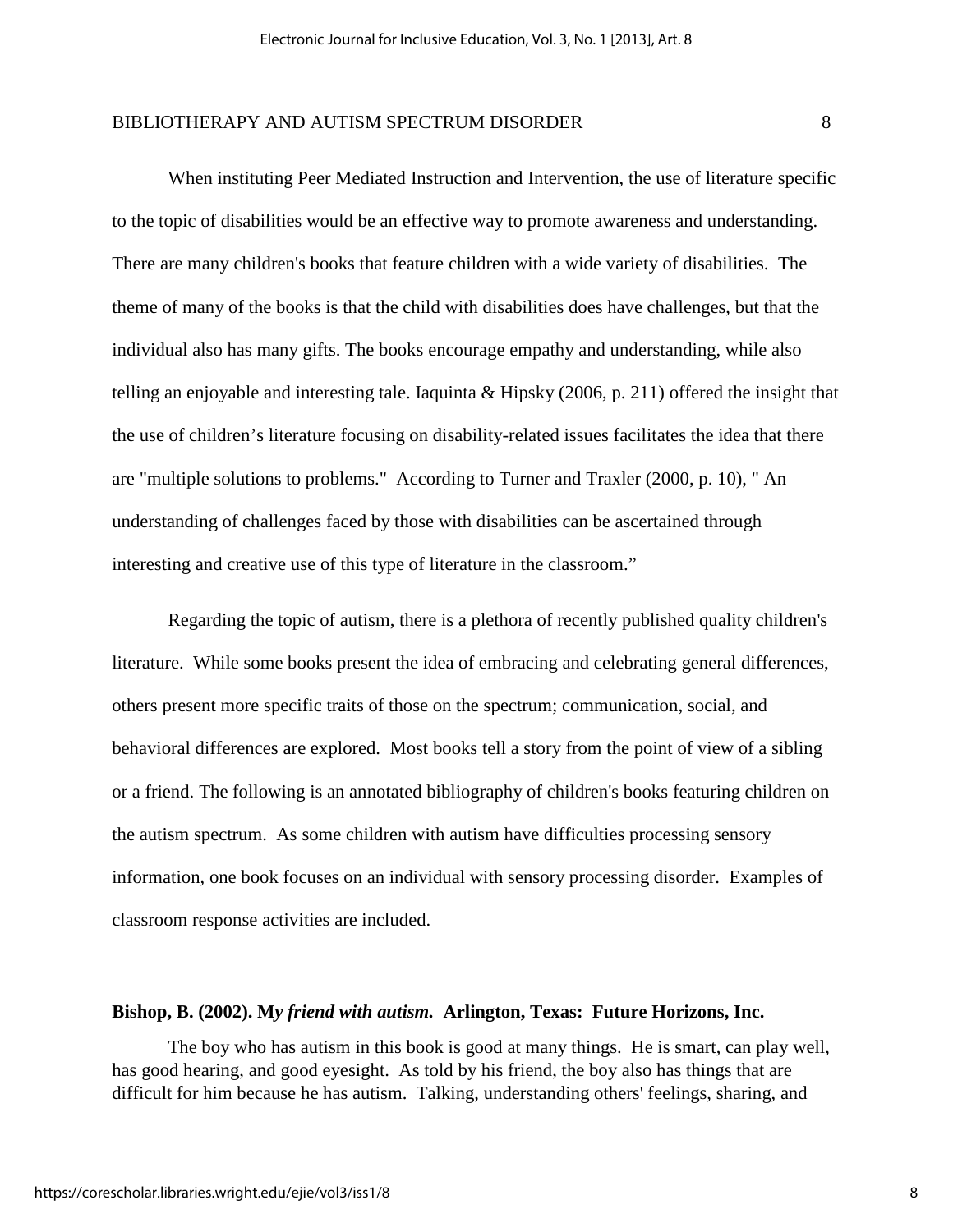When instituting Peer Mediated Instruction and Intervention, the use of literature specific to the topic of disabilities would be an effective way to promote awareness and understanding. There are many children's books that feature children with a wide variety of disabilities. The theme of many of the books is that the child with disabilities does have challenges, but that the individual also has many gifts. The books encourage empathy and understanding, while also telling an enjoyable and interesting tale. Iaquinta & Hipsky (2006, p. 211) offered the insight that the use of children's literature focusing on disability-related issues facilitates the idea that there are "multiple solutions to problems." According to Turner and Traxler (2000, p. 10), " An understanding of challenges faced by those with disabilities can be ascertained through interesting and creative use of this type of literature in the classroom."

Regarding the topic of autism, there is a plethora of recently published quality children's literature. While some books present the idea of embracing and celebrating general differences, others present more specific traits of those on the spectrum; communication, social, and behavioral differences are explored. Most books tell a story from the point of view of a sibling or a friend. The following is an annotated bibliography of children's books featuring children on the autism spectrum. As some children with autism have difficulties processing sensory information, one book focuses on an individual with sensory processing disorder. Examples of classroom response activities are included.

**Bishop, B. (2002). M*y friend with autism.* Arlington, Texas: Future Horizons, Inc.**

The boy who has autism in this book is good at many things. He is smart, can play well, has good hearing, and good eyesight. As told by his friend, the boy also has things that are difficult for him because he has autism. Talking, understanding others' feelings, sharing, and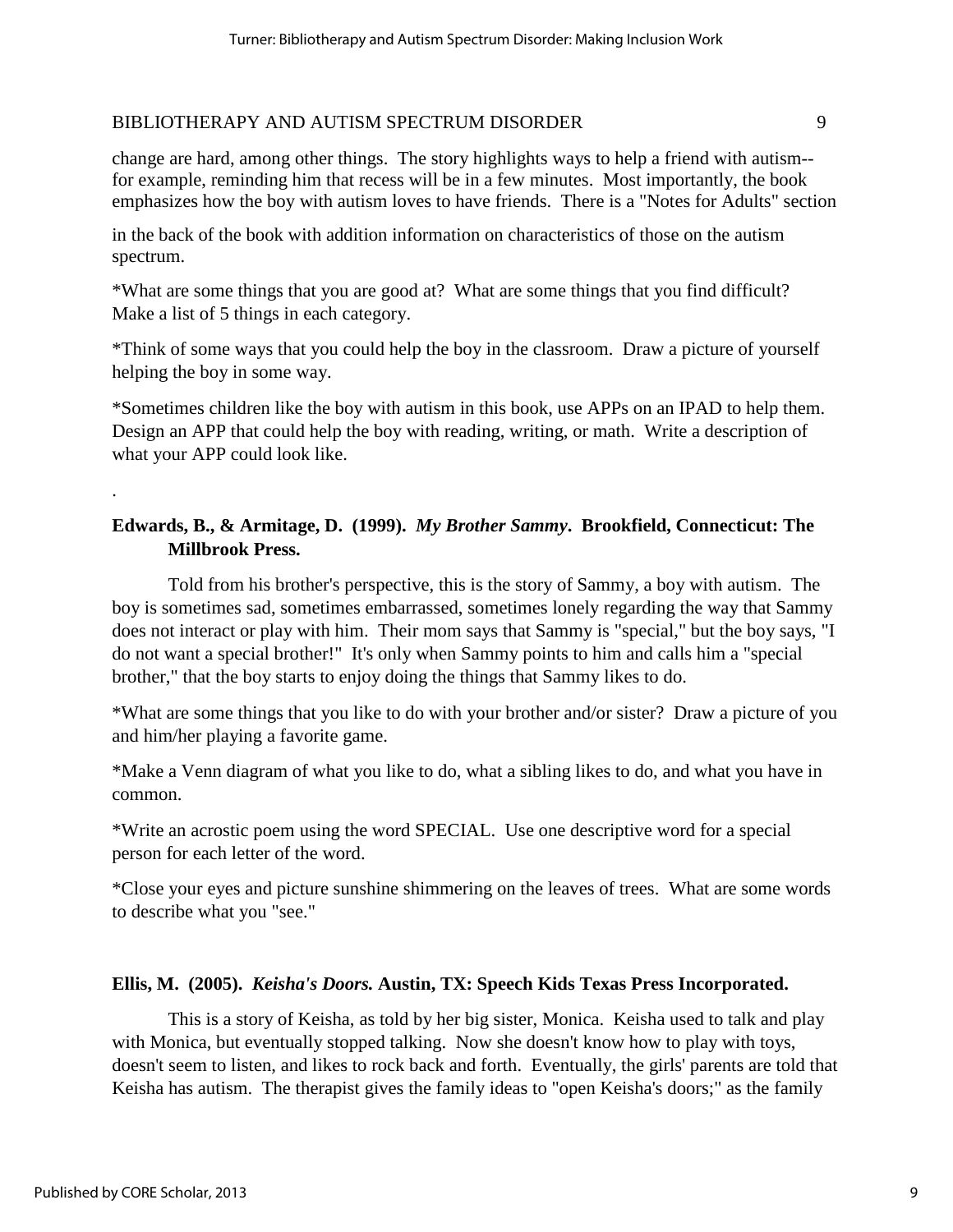change are hard, among other things. The story highlights ways to help a friend with autism--for example, reminding him that recess will be in a few minutes. Most importantly, the book emphasizes how the boy with autism loves to have friends. There is a "Notes for Adults" section in the back of the book with addition information on characteristics of those on the autism spectrum.

*What are some things that you are good at? What are some things that you find difficult? Make a list of 5 things in each category.

*Think of some ways that you could help the boy in the classroom. Draw a picture of yourself helping the boy in some way.

*Sometimes children like the boy with autism in this book, use APPs on an IPAD to help them. Design an APP that could help the boy with reading, writing, or math. Write a description of what your APP could look like.

.

**Edwards, B., & Armitage, D. (1999). *My Brother Sammy*. Brookfield, Connecticut: The Millbrook Press.**

Told from his brother's perspective, this is the story of Sammy, a boy with autism. The boy is sometimes sad, sometimes embarrassed, sometimes lonely regarding the way that Sammy does not interact or play with him. Their mom says that Sammy is "special," but the boy says, "I do not want a special brother!" It's only when Sammy points to him and calls him a "special brother," that the boy starts to enjoy doing the things that Sammy likes to do.

*What are some things that you like to do with your brother and/or sister? Draw a picture of you and him/her playing a favorite game.

*Make a Venn diagram of what you like to do, what a sibling likes to do, and what you have in common.

*Write an acrostic poem using the word SPECIAL. Use one descriptive word for a special person for each letter of the word.

*Close your eyes and picture sunshine shimmering on the leaves of trees. What are some words to describe what you "see."

**Ellis, M. (2005). *Keisha's Doors.* Austin, TX: Speech Kids Texas Press Incorporated.**

This is a story of Keisha, as told by her big sister, Monica. Keisha used to talk and play with Monica, but eventually stopped talking. Now she doesn't know how to play with toys, doesn't seem to listen, and likes to rock back and forth. Eventually, the girls' parents are told that Keisha has autism. The therapist gives the family ideas to "open Keisha's doors;" as the family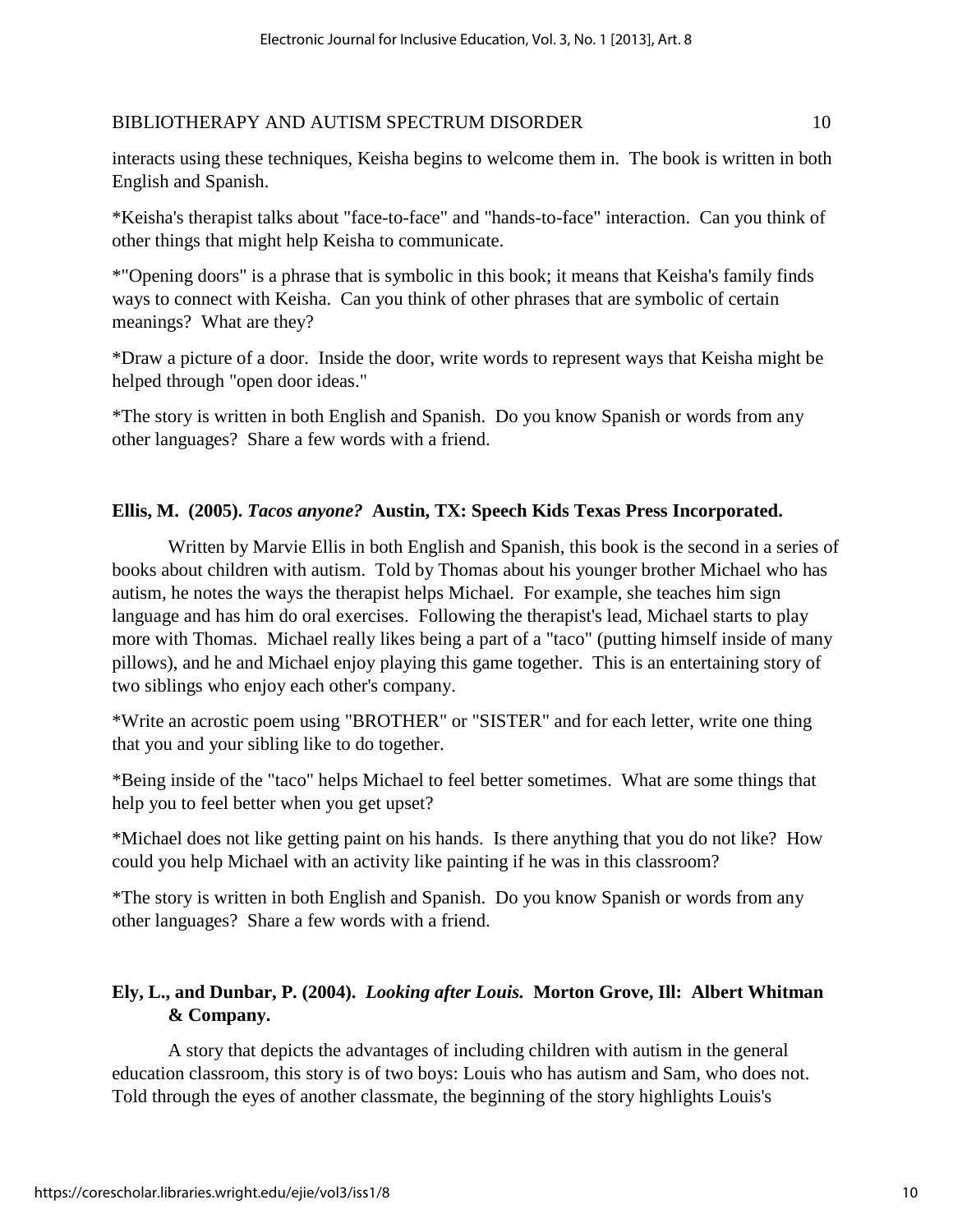interacts using these techniques, Keisha begins to welcome them in. The book is written in both English and Spanish.

*Keisha's therapist talks about "face-to-face" and "hands-to-face" interaction. Can you think of other things that might help Keisha to communicate.

*"Opening doors" is a phrase that is symbolic in this book; it means that Keisha's family finds ways to connect with Keisha. Can you think of other phrases that are symbolic of certain meanings? What are they?

*Draw a picture of a door. Inside the door, write words to represent ways that Keisha might be helped through "open door ideas."

*The story is written in both English and Spanish. Do you know Spanish or words from any other languages? Share a few words with a friend.

**Ellis, M. (2005). *Tacos anyone?* Austin, TX: Speech Kids Texas Press Incorporated.**

Written by Marvie Ellis in both English and Spanish, this book is the second in a series of books about children with autism. Told by Thomas about his younger brother Michael who has autism, he notes the ways the therapist helps Michael. For example, she teaches him sign language and has him do oral exercises. Following the therapist's lead, Michael starts to play more with Thomas. Michael really likes being a part of a "taco" (putting himself inside of many pillows), and he and Michael enjoy playing this game together. This is an entertaining story of two siblings who enjoy each other's company.

*Write an acrostic poem using "BROTHER" or "SISTER" and for each letter, write one thing that you and your sibling like to do together.

*Being inside of the "taco" helps Michael to feel better sometimes. What are some things that help you to feel better when you get upset?

*Michael does not like getting paint on his hands. Is there anything that you do not like? How could you help Michael with an activity like painting if he was in this classroom?

*The story is written in both English and Spanish. Do you know Spanish or words from any other languages? Share a few words with a friend.

**Ely, L., and Dunbar, P. (2004). *Looking after Louis.* Morton Grove, Ill: Albert Whitman & Company.**

A story that depicts the advantages of including children with autism in the general education classroom, this story is of two boys: Louis who has autism and Sam, who does not. Told through the eyes of another classmate, the beginning of the story highlights Louis's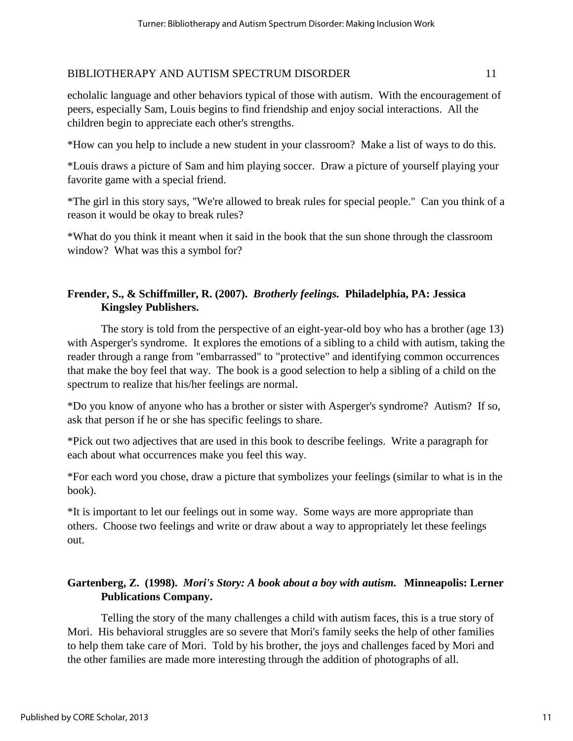echolalic language and other behaviors typical of those with autism. With the encouragement of peers, especially Sam, Louis begins to find friendship and enjoy social interactions. All the children begin to appreciate each other's strengths.

*How can you help to include a new student in your classroom? Make a list of ways to do this.

*Louis draws a picture of Sam and him playing soccer. Draw a picture of yourself playing your favorite game with a special friend.

*The girl in this story says, "We're allowed to break rules for special people." Can you think of a reason it would be okay to break rules?

*What do you think it meant when it said in the book that the sun shone through the classroom window? What was this a symbol for?

**Frender, S., & Schiffmiller, R. (2007). *Brotherly feelings.* Philadelphia, PA: Jessica Kingsley Publishers.**

The story is told from the perspective of an eight-year-old boy who has a brother (age 13) with Asperger's syndrome. It explores the emotions of a sibling to a child with autism, taking the reader through a range from "embarrassed" to "protective" and identifying common occurrences that make the boy feel that way. The book is a good selection to help a sibling of a child on the spectrum to realize that his/her feelings are normal.

*Do you know of anyone who has a brother or sister with Asperger's syndrome? Autism? If so, ask that person if he or she has specific feelings to share.

*Pick out two adjectives that are used in this book to describe feelings. Write a paragraph for each about what occurrences make you feel this way.

*For each word you chose, draw a picture that symbolizes your feelings (similar to what is in the book).

*It is important to let our feelings out in some way. Some ways are more appropriate than others. Choose two feelings and write or draw about a way to appropriately let these feelings out.

**Gartenberg, Z. (1998). *Mori's Story: A book about a boy with autism.* Minneapolis: Lerner Publications Company.**

Telling the story of the many challenges a child with autism faces, this is a true story of Mori. His behavioral struggles are so severe that Mori's family seeks the help of other families to help them take care of Mori. Told by his brother, the joys and challenges faced by Mori and the other families are made more interesting through the addition of photographs of all.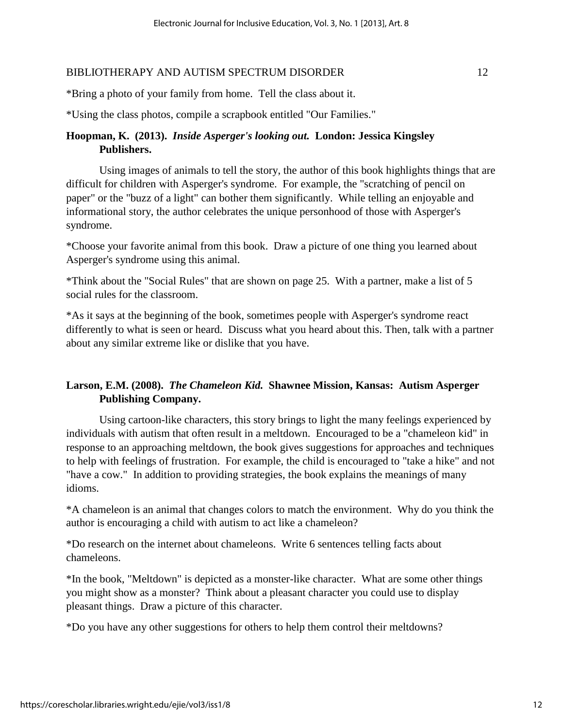*Bring a photo of your family from home. Tell the class about it.

*Using the class photos, compile a scrapbook entitled "Our Families."

**Hoopman, K. (2013). *Inside Asperger's looking out.* London: Jessica Kingsley Publishers.**

Using images of animals to tell the story, the author of this book highlights things that are difficult for children with Asperger's syndrome. For example, the "scratching of pencil on paper" or the "buzz of a light" can bother them significantly. While telling an enjoyable and informational story, the author celebrates the unique personhood of those with Asperger's syndrome.

*Choose your favorite animal from this book. Draw a picture of one thing you learned about Asperger's syndrome using this animal.

*Think about the "Social Rules" that are shown on page 25. With a partner, make a list of 5 social rules for the classroom.

*As it says at the beginning of the book, sometimes people with Asperger's syndrome react differently to what is seen or heard. Discuss what you heard about this. Then, talk with a partner about any similar extreme like or dislike that you have.

**Larson, E.M. (2008). *The Chameleon Kid.* Shawnee Mission, Kansas: Autism Asperger Publishing Company.**

Using cartoon-like characters, this story brings to light the many feelings experienced by individuals with autism that often result in a meltdown. Encouraged to be a "chameleon kid" in response to an approaching meltdown, the book gives suggestions for approaches and techniques to help with feelings of frustration. For example, the child is encouraged to "take a hike" and not "have a cow." In addition to providing strategies, the book explains the meanings of many idioms.

*A chameleon is an animal that changes colors to match the environment. Why do you think the author is encouraging a child with autism to act like a chameleon?

*Do research on the internet about chameleons. Write 6 sentences telling facts about chameleons.

*In the book, "Meltdown" is depicted as a monster-like character. What are some other things you might show as a monster? Think about a pleasant character you could use to display pleasant things. Draw a picture of this character.

*Do you have any other suggestions for others to help them control their meltdowns?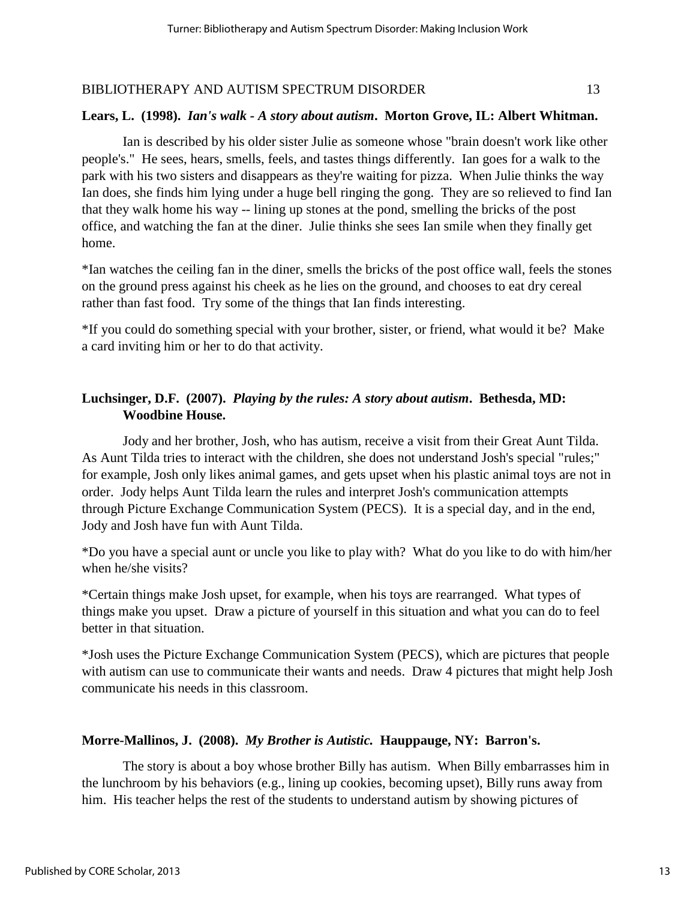**Lears, L. (1998).** ***Ian's walk - A story about autism*****. Morton Grove, IL: Albert Whitman.**

Ian is described by his older sister Julie as someone whose "brain doesn't work like other people's." He sees, hears, smells, feels, and tastes things differently. Ian goes for a walk to the park with his two sisters and disappears as they're waiting for pizza. When Julie thinks the way Ian does, she finds him lying under a huge bell ringing the gong. They are so relieved to find Ian that they walk home his way -- lining up stones at the pond, smelling the bricks of the post office, and watching the fan at the diner. Julie thinks she sees Ian smile when they finally get home.

*Ian watches the ceiling fan in the diner, smells the bricks of the post office wall, feels the stones on the ground press against his cheek as he lies on the ground, and chooses to eat dry cereal rather than fast food. Try some of the things that Ian finds interesting.

*If you could do something special with your brother, sister, or friend, what would it be? Make a card inviting him or her to do that activity.

**Luchsinger, D.F. (2007).** ***Playing by the rules: A story about autism*****. Bethesda, MD: Woodbine House.**

Jody and her brother, Josh, who has autism, receive a visit from their Great Aunt Tilda. As Aunt Tilda tries to interact with the children, she does not understand Josh's special "rules;" for example, Josh only likes animal games, and gets upset when his plastic animal toys are not in order. Jody helps Aunt Tilda learn the rules and interpret Josh's communication attempts through Picture Exchange Communication System (PECS). It is a special day, and in the end, Jody and Josh have fun with Aunt Tilda.

*Do you have a special aunt or uncle you like to play with? What do you like to do with him/her when he/she visits?

*Certain things make Josh upset, for example, when his toys are rearranged. What types of things make you upset. Draw a picture of yourself in this situation and what you can do to feel better in that situation.

*Josh uses the Picture Exchange Communication System (PECS), which are pictures that people with autism can use to communicate their wants and needs. Draw 4 pictures that might help Josh communicate his needs in this classroom.

**Morre-Mallinos, J. (2008).** ***My Brother is Autistic.*** **Hauppauge, NY: Barron's.**

The story is about a boy whose brother Billy has autism. When Billy embarrasses him in the lunchroom by his behaviors (e.g., lining up cookies, becoming upset), Billy runs away from him. His teacher helps the rest of the students to understand autism by showing pictures of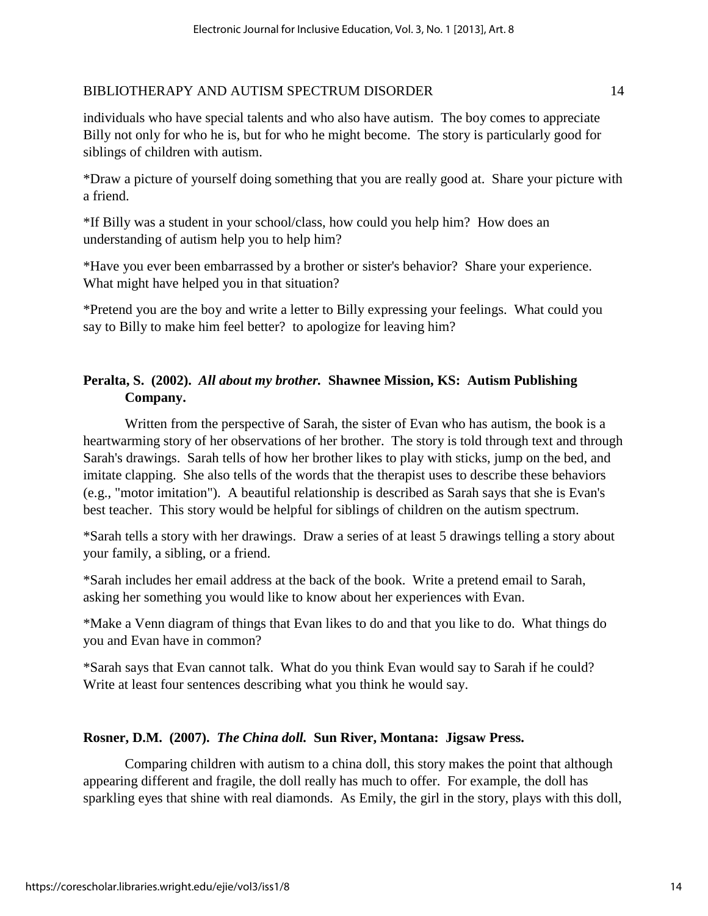individuals who have special talents and who also have autism. The boy comes to appreciate Billy not only for who he is, but for who he might become. The story is particularly good for siblings of children with autism.

*Draw a picture of yourself doing something that you are really good at. Share your picture with a friend.

*If Billy was a student in your school/class, how could you help him? How does an understanding of autism help you to help him?

*Have you ever been embarrassed by a brother or sister's behavior? Share your experience. What might have helped you in that situation?

*Pretend you are the boy and write a letter to Billy expressing your feelings. What could you say to Billy to make him feel better? to apologize for leaving him?

**Peralta, S. (2002).** ***All about my brother.*** **Shawnee Mission, KS: Autism Publishing Company.**

Written from the perspective of Sarah, the sister of Evan who has autism, the book is a heartwarming story of her observations of her brother. The story is told through text and through Sarah's drawings. Sarah tells of how her brother likes to play with sticks, jump on the bed, and imitate clapping. She also tells of the words that the therapist uses to describe these behaviors (e.g., "motor imitation"). A beautiful relationship is described as Sarah says that she is Evan's best teacher. This story would be helpful for siblings of children on the autism spectrum.

*Sarah tells a story with her drawings. Draw a series of at least 5 drawings telling a story about your family, a sibling, or a friend.

*Sarah includes her email address at the back of the book. Write a pretend email to Sarah, asking her something you would like to know about her experiences with Evan.

*Make a Venn diagram of things that Evan likes to do and that you like to do. What things do you and Evan have in common?

*Sarah says that Evan cannot talk. What do you think Evan would say to Sarah if he could? Write at least four sentences describing what you think he would say.

**Rosner, D.M. (2007).** ***The China doll.*** **Sun River, Montana: Jigsaw Press.**

Comparing children with autism to a china doll, this story makes the point that although appearing different and fragile, the doll really has much to offer. For example, the doll has sparkling eyes that shine with real diamonds. As Emily, the girl in the story, plays with this doll,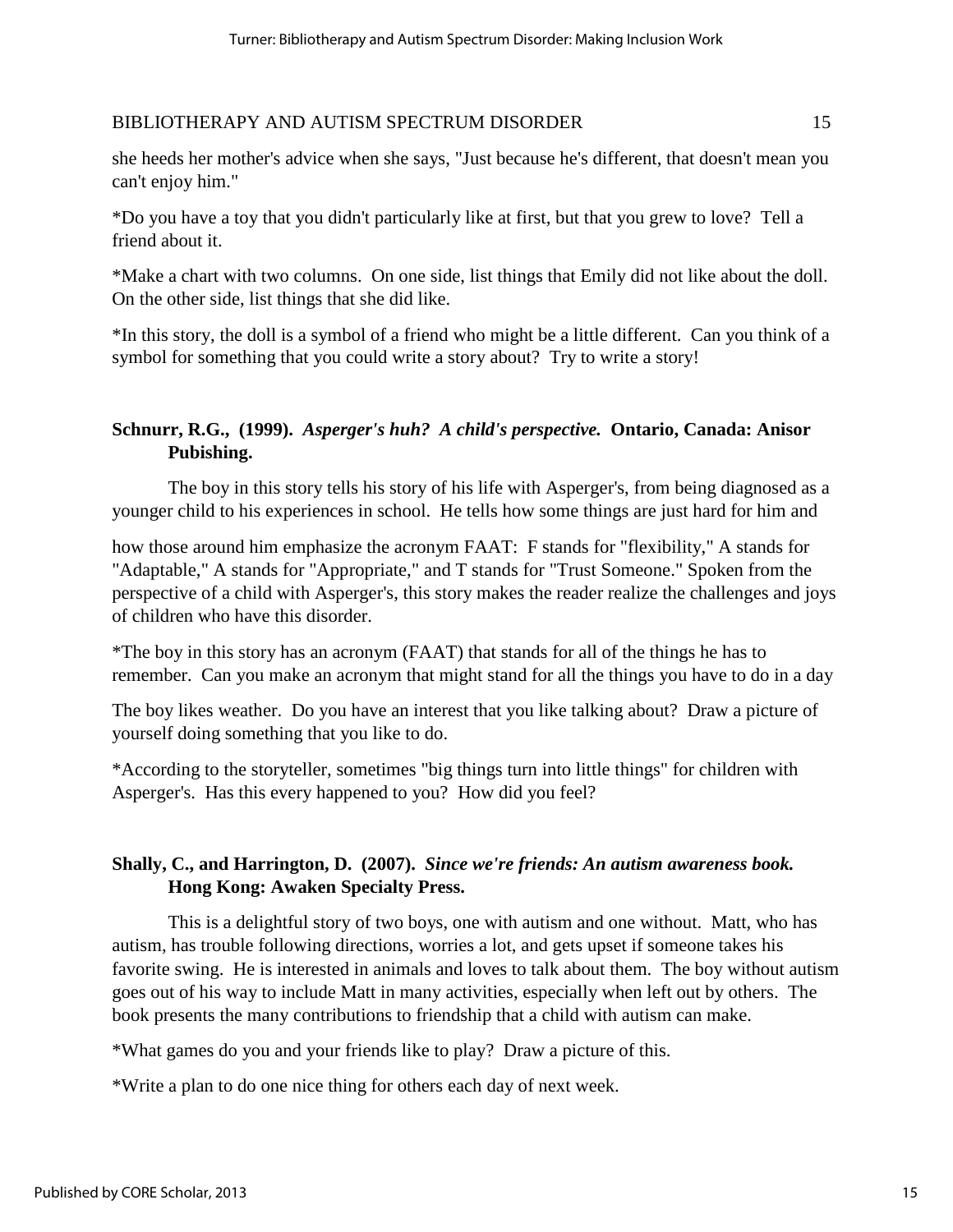she heeds her mother's advice when she says, "Just because he's different, that doesn't mean you can't enjoy him."

*Do you have a toy that you didn't particularly like at first, but that you grew to love? Tell a friend about it.

*Make a chart with two columns. On one side, list things that Emily did not like about the doll. On the other side, list things that she did like.

*In this story, the doll is a symbol of a friend who might be a little different. Can you think of a symbol for something that you could write a story about? Try to write a story!

**Schnurr, R.G., (1999).** ***Asperger's huh? A child's perspective.*** **Ontario, Canada: Anisor Pubishing.**

The boy in this story tells his story of his life with Asperger's, from being diagnosed as a younger child to his experiences in school. He tells how some things are just hard for him and how those around him emphasize the acronym FAAT: F stands for "flexibility," A stands for "Adaptable," A stands for "Appropriate," and T stands for "Trust Someone." Spoken from the perspective of a child with Asperger's, this story makes the reader realize the challenges and joys of children who have this disorder.

*The boy in this story has an acronym (FAAT) that stands for all of the things he has to remember. Can you make an acronym that might stand for all the things you have to do in a day

The boy likes weather. Do you have an interest that you like talking about? Draw a picture of yourself doing something that you like to do.

*According to the storyteller, sometimes "big things turn into little things" for children with Asperger's. Has this every happened to you? How did you feel?

**Shally, C., and Harrington, D. (2007).** ***Since we're friends: An autism awareness book.*** **Hong Kong: Awaken Specialty Press.**

This is a delightful story of two boys, one with autism and one without. Matt, who has autism, has trouble following directions, worries a lot, and gets upset if someone takes his favorite swing. He is interested in animals and loves to talk about them. The boy without autism goes out of his way to include Matt in many activities, especially when left out by others. The book presents the many contributions to friendship that a child with autism can make.

*What games do you and your friends like to play? Draw a picture of this.

*Write a plan to do one nice thing for others each day of next week.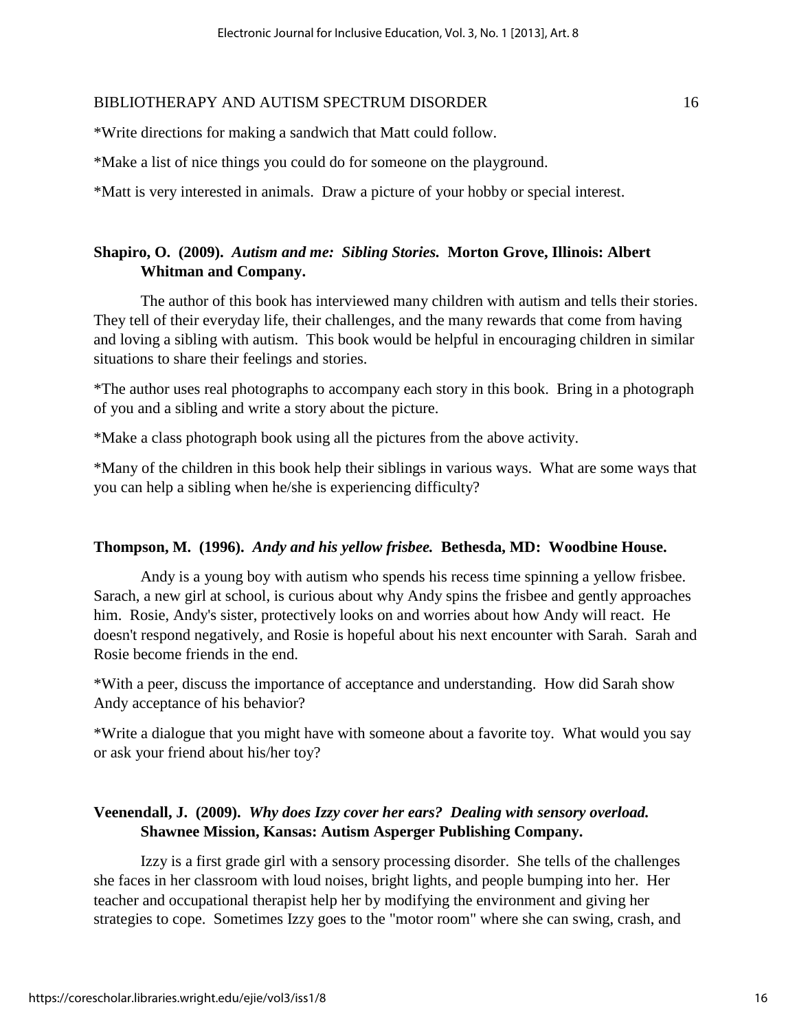*Write directions for making a sandwich that Matt could follow.

*Make a list of nice things you could do for someone on the playground.

*Matt is very interested in animals. Draw a picture of your hobby or special interest.

**Shapiro, O. (2009). *Autism and me: Sibling Stories.* Morton Grove, Illinois: Albert Whitman and Company.**

The author of this book has interviewed many children with autism and tells their stories. They tell of their everyday life, their challenges, and the many rewards that come from having and loving a sibling with autism. This book would be helpful in encouraging children in similar situations to share their feelings and stories.

*The author uses real photographs to accompany each story in this book. Bring in a photograph of you and a sibling and write a story about the picture.

*Make a class photograph book using all the pictures from the above activity.

*Many of the children in this book help their siblings in various ways. What are some ways that you can help a sibling when he/she is experiencing difficulty?

**Thompson, M. (1996). *Andy and his yellow frisbee.* Bethesda, MD: Woodbine House.**

Andy is a young boy with autism who spends his recess time spinning a yellow frisbee. Sarach, a new girl at school, is curious about why Andy spins the frisbee and gently approaches him. Rosie, Andy's sister, protectively looks on and worries about how Andy will react. He doesn't respond negatively, and Rosie is hopeful about his next encounter with Sarah. Sarah and Rosie become friends in the end.

*With a peer, discuss the importance of acceptance and understanding. How did Sarah show Andy acceptance of his behavior?

*Write a dialogue that you might have with someone about a favorite toy. What would you say or ask your friend about his/her toy?

**Veenendall, J. (2009). *Why does Izzy cover her ears? Dealing with sensory overload.* Shawnee Mission, Kansas: Autism Asperger Publishing Company.**

Izzy is a first grade girl with a sensory processing disorder. She tells of the challenges she faces in her classroom with loud noises, bright lights, and people bumping into her. Her teacher and occupational therapist help her by modifying the environment and giving her strategies to cope. Sometimes Izzy goes to the "motor room" where she can swing, crash, and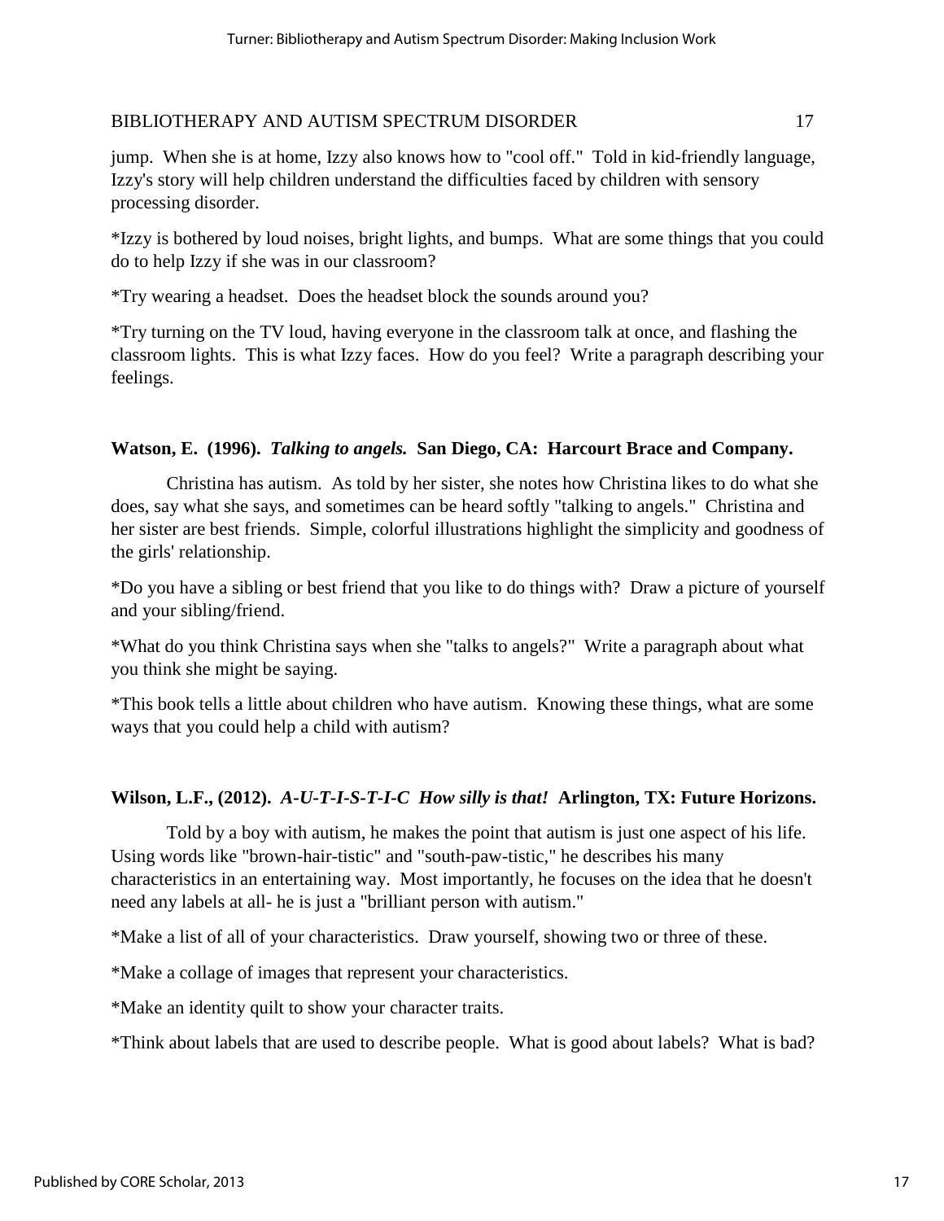jump. When she is at home, Izzy also knows how to "cool off." Told in kid-friendly language, Izzy's story will help children understand the difficulties faced by children with sensory processing disorder.

*Izzy is bothered by loud noises, bright lights, and bumps. What are some things that you could do to help Izzy if she was in our classroom?

*Try wearing a headset. Does the headset block the sounds around you?

*Try turning on the TV loud, having everyone in the classroom talk at once, and flashing the classroom lights. This is what Izzy faces. How do you feel? Write a paragraph describing your feelings.

**Watson, E. (1996). *Talking to angels.* San Diego, CA: Harcourt Brace and Company.**

Christina has autism. As told by her sister, she notes how Christina likes to do what she does, say what she says, and sometimes can be heard softly "talking to angels." Christina and her sister are best friends. Simple, colorful illustrations highlight the simplicity and goodness of the girls' relationship.

*Do you have a sibling or best friend that you like to do things with? Draw a picture of yourself and your sibling/friend.

*What do you think Christina says when she "talks to angels?" Write a paragraph about what you think she might be saying.

*This book tells a little about children who have autism. Knowing these things, what are some ways that you could help a child with autism?

**Wilson, L.F., (2012). *A-U-T-I-S-T-I-C How silly is that!* Arlington, TX: Future Horizons.**

Told by a boy with autism, he makes the point that autism is just one aspect of his life. Using words like "brown-hair-tistic" and "south-paw-tistic," he describes his many characteristics in an entertaining way. Most importantly, he focuses on the idea that he doesn't need any labels at all- he is just a "brilliant person with autism."

*Make a list of all of your characteristics. Draw yourself, showing two or three of these.

*Make a collage of images that represent your characteristics.

*Make an identity quilt to show your character traits.

*Think about labels that are used to describe people. What is good about labels? What is bad?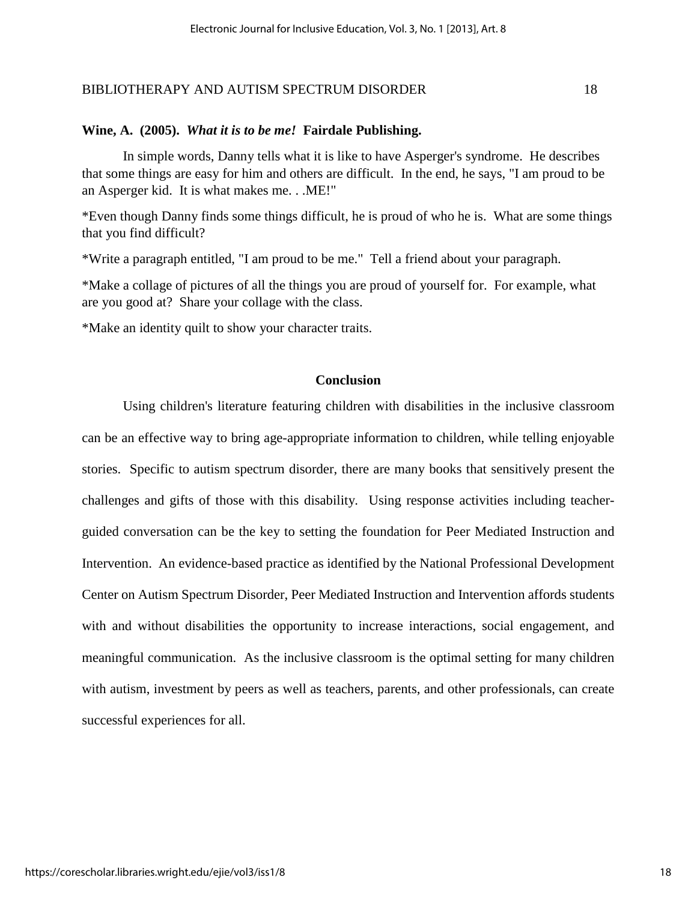**Wine, A. (2005).** ***What it is to be me!*** **Fairdale Publishing.**

In simple words, Danny tells what it is like to have Asperger's syndrome. He describes that some things are easy for him and others are difficult. In the end, he says, "I am proud to be an Asperger kid. It is what makes me. . .ME!"

*Even though Danny finds some things difficult, he is proud of who he is. What are some things that you find difficult?

*Write a paragraph entitled, "I am proud to be me." Tell a friend about your paragraph.

*Make a collage of pictures of all the things you are proud of yourself for. For example, what are you good at? Share your collage with the class.

*Make an identity quilt to show your character traits.

## Conclusion

Using children's literature featuring children with disabilities in the inclusive classroom can be an effective way to bring age-appropriate information to children, while telling enjoyable stories. Specific to autism spectrum disorder, there are many books that sensitively present the challenges and gifts of those with this disability. Using response activities including teacher-guided conversation can be the key to setting the foundation for Peer Mediated Instruction and Intervention. An evidence-based practice as identified by the National Professional Development Center on Autism Spectrum Disorder, Peer Mediated Instruction and Intervention affords students with and without disabilities the opportunity to increase interactions, social engagement, and meaningful communication. As the inclusive classroom is the optimal setting for many children with autism, investment by peers as well as teachers, parents, and other professionals, can create successful experiences for all.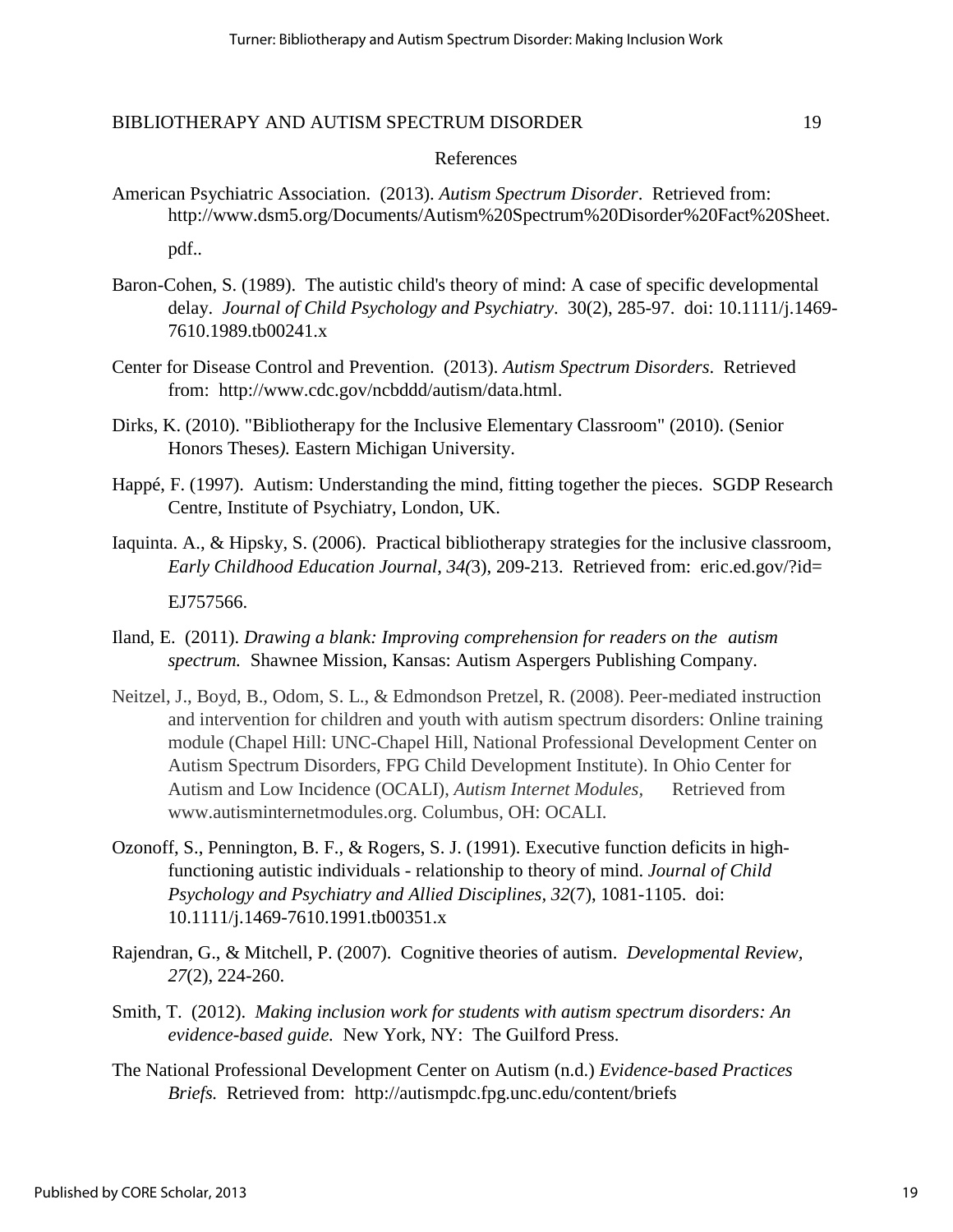# References

American Psychiatric Association. (2013). *Autism Spectrum Disorder*. Retrieved from: http://www.dsm5.org/Documents/Autism%20Spectrum%20Disorder%20Fact%20Sheet.pdf..

Baron-Cohen, S. (1989). The autistic child's theory of mind: A case of specific developmental delay. *Journal of Child Psychology and Psychiatry*. 30(2), 285-97. doi: 10.1111/j.1469-7610.1989.tb00241.x

Center for Disease Control and Prevention. (2013). *Autism Spectrum Disorders*. Retrieved from: http://www.cdc.gov/ncbddd/autism/data.html.

Dirks, K. (2010). "Bibliotherapy for the Inclusive Elementary Classroom" (2010). (Senior Honors Theses*).* Eastern Michigan University.

Happé, F. (1997). Autism: Understanding the mind, fitting together the pieces. SGDP Research Centre, Institute of Psychiatry, London, UK.

Iaquinta. A., & Hipsky, S. (2006). Practical bibliotherapy strategies for the inclusive classroom, *Early Childhood Education Journal*, *34(*3), 209-213. Retrieved from: eric.ed.gov/?id=EJ757566.

Iland, E. (2011). *Drawing a blank: Improving comprehension for readers on the autism spectrum.* Shawnee Mission, Kansas: Autism Aspergers Publishing Company.

Neitzel, J., Boyd, B., Odom, S. L., & Edmondson Pretzel, R. (2008). Peer-mediated instruction and intervention for children and youth with autism spectrum disorders: Online training module (Chapel Hill: UNC-Chapel Hill, National Professional Development Center on Autism Spectrum Disorders, FPG Child Development Institute). In Ohio Center for Autism and Low Incidence (OCALI), *Autism Internet Modules,* Retrieved from www.autisminternetmodules.org. Columbus, OH: OCALI.

Ozonoff, S., Pennington, B. F., & Rogers, S. J. (1991). Executive function deficits in high-functioning autistic individuals - relationship to theory of mind. *Journal of Child Psychology and Psychiatry and Allied Disciplines, 32*(7), 1081-1105. doi: 10.1111/j.1469-7610.1991.tb00351.x

Rajendran, G., & Mitchell, P. (2007). Cognitive theories of autism. *Developmental Review, 27*(2), 224-260.

Smith, T. (2012). *Making inclusion work for students with autism spectrum disorders: An evidence-based guide.* New York, NY: The Guilford Press.

The National Professional Development Center on Autism (n.d.) *Evidence-based Practices Briefs.* Retrieved from: http://autismpdc.fpg.unc.edu/content/briefs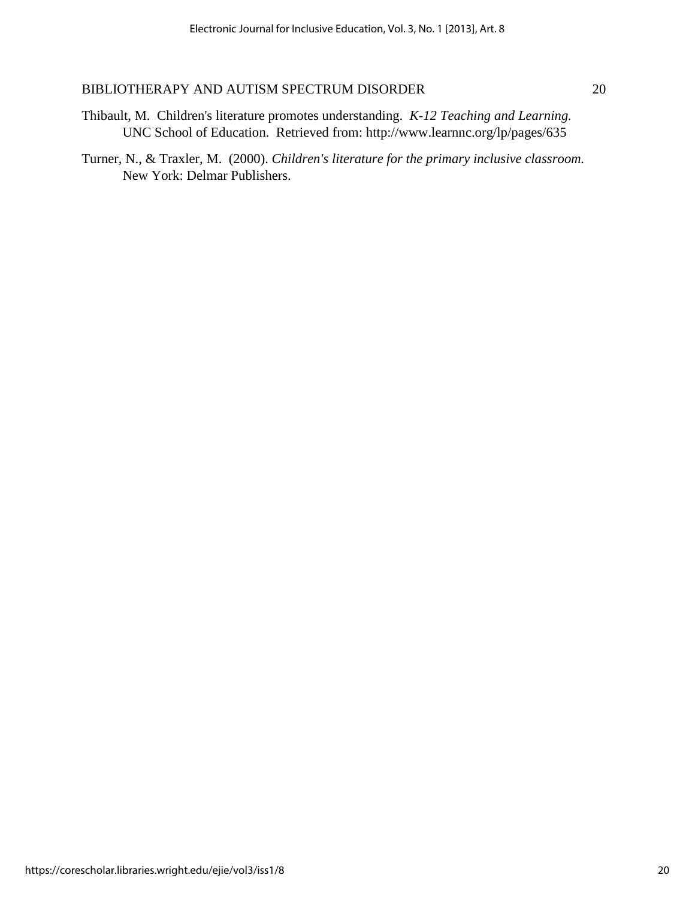Thibault, M. Children's literature promotes understanding. *K-12 Teaching and Learning.* UNC School of Education. Retrieved from: http://www.learnnc.org/lp/pages/635

Turner, N., & Traxler, M. (2000). *Children's literature for the primary inclusive classroom.* New York: Delmar Publishers.